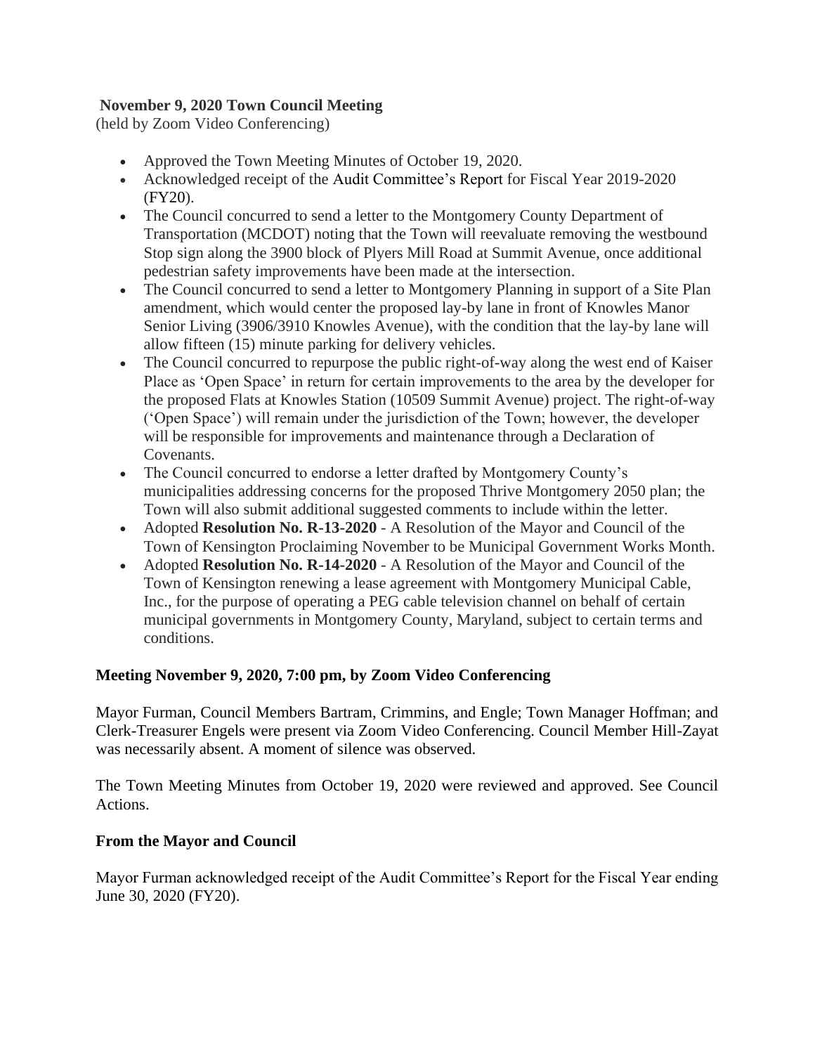**November 9, 2020 Town Council Meeting**

(held by Zoom Video Conferencing)

- Approved the Town Meeting Minutes of October 19, 2020.
- Acknowledged receipt of the Audit Committee's Report for Fiscal Year 2019-2020 (FY20).
- The Council concurred to send a letter to the Montgomery County Department of Transportation (MCDOT) noting that the Town will reevaluate removing the westbound Stop sign along the 3900 block of Plyers Mill Road at Summit Avenue, once additional pedestrian safety improvements have been made at the intersection.
- The Council concurred to send a letter to Montgomery Planning in support of a Site Plan amendment, which would center the proposed lay-by lane in front of Knowles Manor Senior Living (3906/3910 Knowles Avenue), with the condition that the lay-by lane will allow fifteen (15) minute parking for delivery vehicles.
- The Council concurred to repurpose the public right-of-way along the west end of Kaiser Place as 'Open Space' in return for certain improvements to the area by the developer for the proposed Flats at Knowles Station (10509 Summit Avenue) project. The right-of-way ('Open Space') will remain under the jurisdiction of the Town; however, the developer will be responsible for improvements and maintenance through a Declaration of Covenants.
- The Council concurred to endorse a letter drafted by Montgomery County's municipalities addressing concerns for the proposed Thrive Montgomery 2050 plan; the Town will also submit additional suggested comments to include within the letter.
- Adopted **Resolution No. R-13-2020** - A Resolution of the Mayor and Council of the Town of Kensington Proclaiming November to be Municipal Government Works Month.
- Adopted **Resolution No. R-14-2020** - A Resolution of the Mayor and Council of the Town of Kensington renewing a lease agreement with Montgomery Municipal Cable, Inc., for the purpose of operating a PEG cable television channel on behalf of certain municipal governments in Montgomery County, Maryland, subject to certain terms and conditions.

**Meeting November 9, 2020, 7:00 pm, by Zoom Video Conferencing**

Mayor Furman, Council Members Bartram, Crimmins, and Engle; Town Manager Hoffman; and Clerk-Treasurer Engels were present via Zoom Video Conferencing. Council Member Hill-Zayat was necessarily absent. A moment of silence was observed.

The Town Meeting Minutes from October 19, 2020 were reviewed and approved. See Council Actions.

**From the Mayor and Council**

Mayor Furman acknowledged receipt of the Audit Committee's Report for the Fiscal Year ending June 30, 2020 (FY20).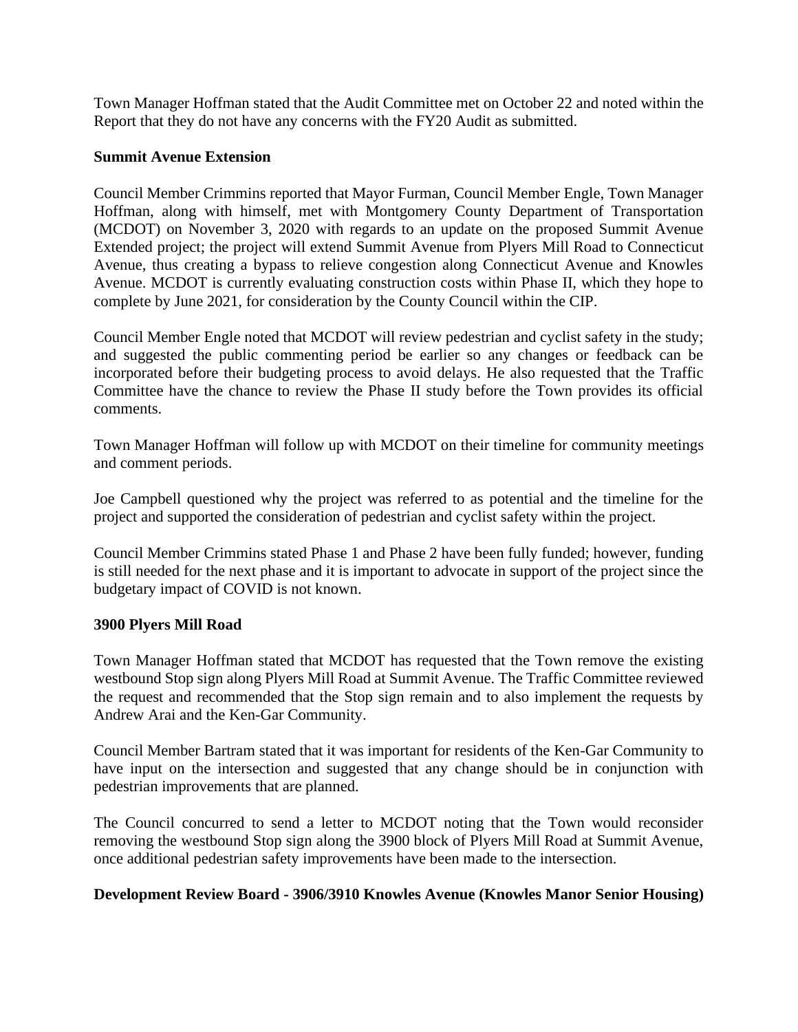Town Manager Hoffman stated that the Audit Committee met on October 22 and noted within the Report that they do not have any concerns with the FY20 Audit as submitted.

**Summit Avenue Extension**

Council Member Crimmins reported that Mayor Furman, Council Member Engle, Town Manager Hoffman, along with himself, met with Montgomery County Department of Transportation (MCDOT) on November 3, 2020 with regards to an update on the proposed Summit Avenue Extended project; the project will extend Summit Avenue from Plyers Mill Road to Connecticut Avenue, thus creating a bypass to relieve congestion along Connecticut Avenue and Knowles Avenue. MCDOT is currently evaluating construction costs within Phase II, which they hope to complete by June 2021, for consideration by the County Council within the CIP.

Council Member Engle noted that MCDOT will review pedestrian and cyclist safety in the study; and suggested the public commenting period be earlier so any changes or feedback can be incorporated before their budgeting process to avoid delays. He also requested that the Traffic Committee have the chance to review the Phase II study before the Town provides its official comments.

Town Manager Hoffman will follow up with MCDOT on their timeline for community meetings and comment periods.

Joe Campbell questioned why the project was referred to as potential and the timeline for the project and supported the consideration of pedestrian and cyclist safety within the project.

Council Member Crimmins stated Phase 1 and Phase 2 have been fully funded; however, funding is still needed for the next phase and it is important to advocate in support of the project since the budgetary impact of COVID is not known.

**3900 Plyers Mill Road**

Town Manager Hoffman stated that MCDOT has requested that the Town remove the existing westbound Stop sign along Plyers Mill Road at Summit Avenue. The Traffic Committee reviewed the request and recommended that the Stop sign remain and to also implement the requests by Andrew Arai and the Ken-Gar Community.

Council Member Bartram stated that it was important for residents of the Ken-Gar Community to have input on the intersection and suggested that any change should be in conjunction with pedestrian improvements that are planned.

The Council concurred to send a letter to MCDOT noting that the Town would reconsider removing the westbound Stop sign along the 3900 block of Plyers Mill Road at Summit Avenue, once additional pedestrian safety improvements have been made to the intersection.

**Development Review Board - 3906/3910 Knowles Avenue (Knowles Manor Senior Housing)**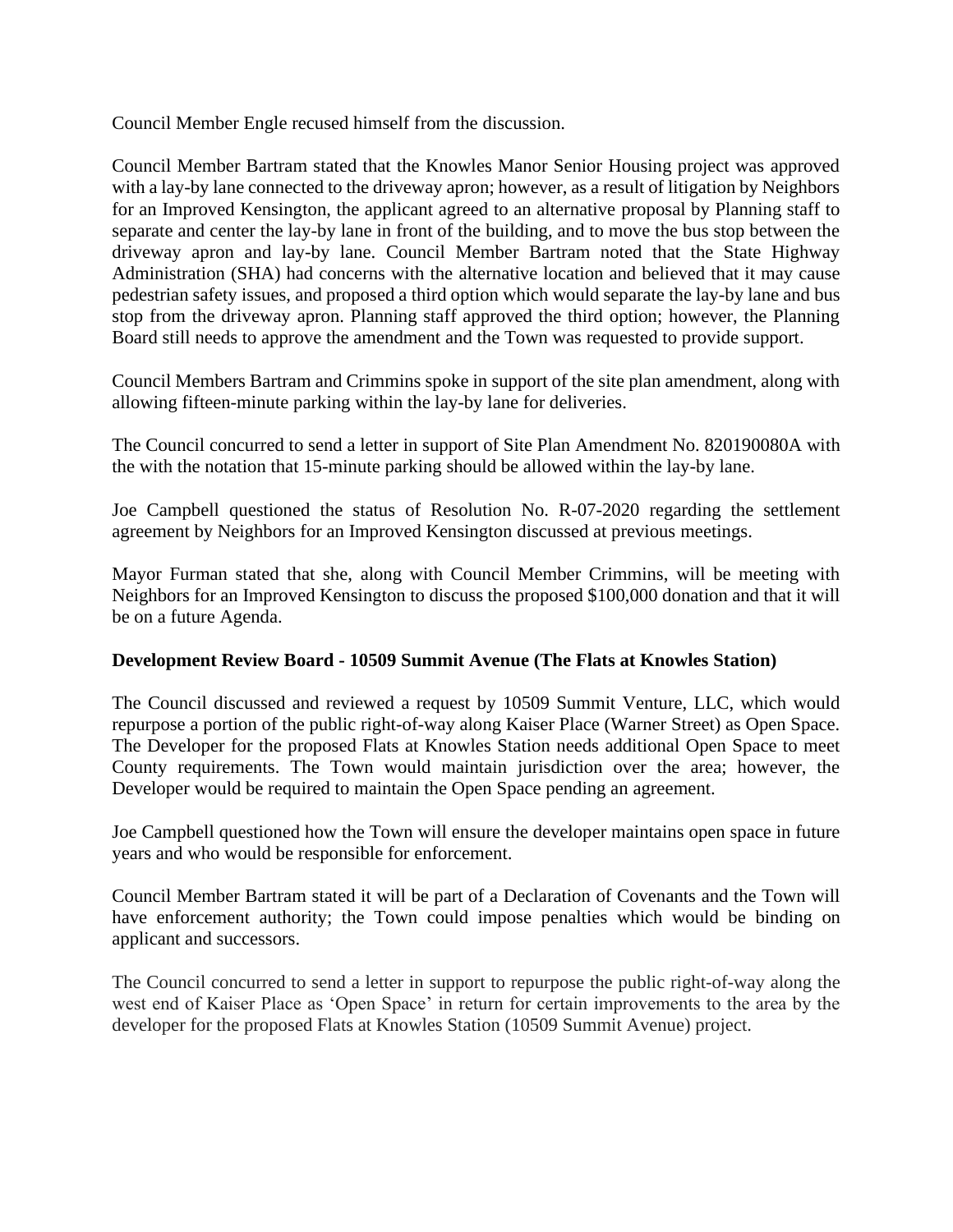Council Member Engle recused himself from the discussion.

Council Member Bartram stated that the Knowles Manor Senior Housing project was approved with a lay-by lane connected to the driveway apron; however, as a result of litigation by Neighbors for an Improved Kensington, the applicant agreed to an alternative proposal by Planning staff to separate and center the lay-by lane in front of the building, and to move the bus stop between the driveway apron and lay-by lane. Council Member Bartram noted that the State Highway Administration (SHA) had concerns with the alternative location and believed that it may cause pedestrian safety issues, and proposed a third option which would separate the lay-by lane and bus stop from the driveway apron. Planning staff approved the third option; however, the Planning Board still needs to approve the amendment and the Town was requested to provide support.

Council Members Bartram and Crimmins spoke in support of the site plan amendment, along with allowing fifteen-minute parking within the lay-by lane for deliveries.

The Council concurred to send a letter in support of Site Plan Amendment No. 820190080A with the with the notation that 15-minute parking should be allowed within the lay-by lane.

Joe Campbell questioned the status of Resolution No. R-07-2020 regarding the settlement agreement by Neighbors for an Improved Kensington discussed at previous meetings.

Mayor Furman stated that she, along with Council Member Crimmins, will be meeting with Neighbors for an Improved Kensington to discuss the proposed $100,000 donation and that it will be on a future Agenda.

**Development Review Board - 10509 Summit Avenue (The Flats at Knowles Station)**

The Council discussed and reviewed a request by 10509 Summit Venture, LLC, which would repurpose a portion of the public right-of-way along Kaiser Place (Warner Street) as Open Space. The Developer for the proposed Flats at Knowles Station needs additional Open Space to meet County requirements. The Town would maintain jurisdiction over the area; however, the Developer would be required to maintain the Open Space pending an agreement.

Joe Campbell questioned how the Town will ensure the developer maintains open space in future years and who would be responsible for enforcement.

Council Member Bartram stated it will be part of a Declaration of Covenants and the Town will have enforcement authority; the Town could impose penalties which would be binding on applicant and successors.

The Council concurred to send a letter in support to repurpose the public right-of-way along the west end of Kaiser Place as 'Open Space' in return for certain improvements to the area by the developer for the proposed Flats at Knowles Station (10509 Summit Avenue) project.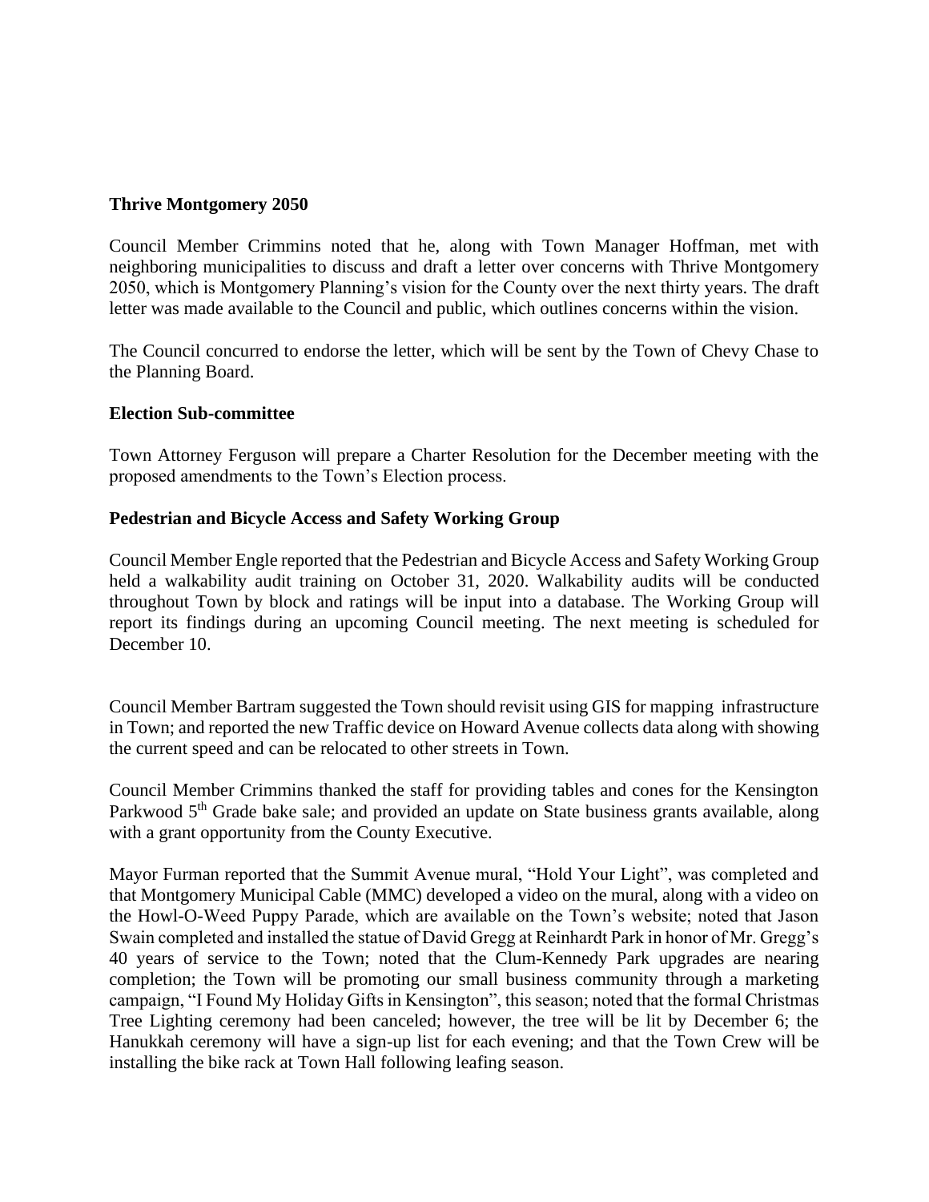**Thrive Montgomery 2050**

Council Member Crimmins noted that he, along with Town Manager Hoffman, met with neighboring municipalities to discuss and draft a letter over concerns with Thrive Montgomery 2050, which is Montgomery Planning's vision for the County over the next thirty years. The draft letter was made available to the Council and public, which outlines concerns within the vision.

The Council concurred to endorse the letter, which will be sent by the Town of Chevy Chase to the Planning Board.

**Election Sub-committee**

Town Attorney Ferguson will prepare a Charter Resolution for the December meeting with the proposed amendments to the Town's Election process.

**Pedestrian and Bicycle Access and Safety Working Group**

Council Member Engle reported that the Pedestrian and Bicycle Access and Safety Working Group held a walkability audit training on October 31, 2020. Walkability audits will be conducted throughout Town by block and ratings will be input into a database. The Working Group will report its findings during an upcoming Council meeting. The next meeting is scheduled for December 10.

Council Member Bartram suggested the Town should revisit using GIS for mapping infrastructure in Town; and reported the new Traffic device on Howard Avenue collects data along with showing the current speed and can be relocated to other streets in Town.

Council Member Crimmins thanked the staff for providing tables and cones for the Kensington Parkwood 5th Grade bake sale; and provided an update on State business grants available, along with a grant opportunity from the County Executive.

Mayor Furman reported that the Summit Avenue mural, "Hold Your Light", was completed and that Montgomery Municipal Cable (MMC) developed a video on the mural, along with a video on the Howl-O-Weed Puppy Parade, which are available on the Town's website; noted that Jason Swain completed and installed the statue of David Gregg at Reinhardt Park in honor of Mr. Gregg's 40 years of service to the Town; noted that the Clum-Kennedy Park upgrades are nearing completion; the Town will be promoting our small business community through a marketing campaign, "I Found My Holiday Gifts in Kensington", this season; noted that the formal Christmas Tree Lighting ceremony had been canceled; however, the tree will be lit by December 6; the Hanukkah ceremony will have a sign-up list for each evening; and that the Town Crew will be installing the bike rack at Town Hall following leafing season.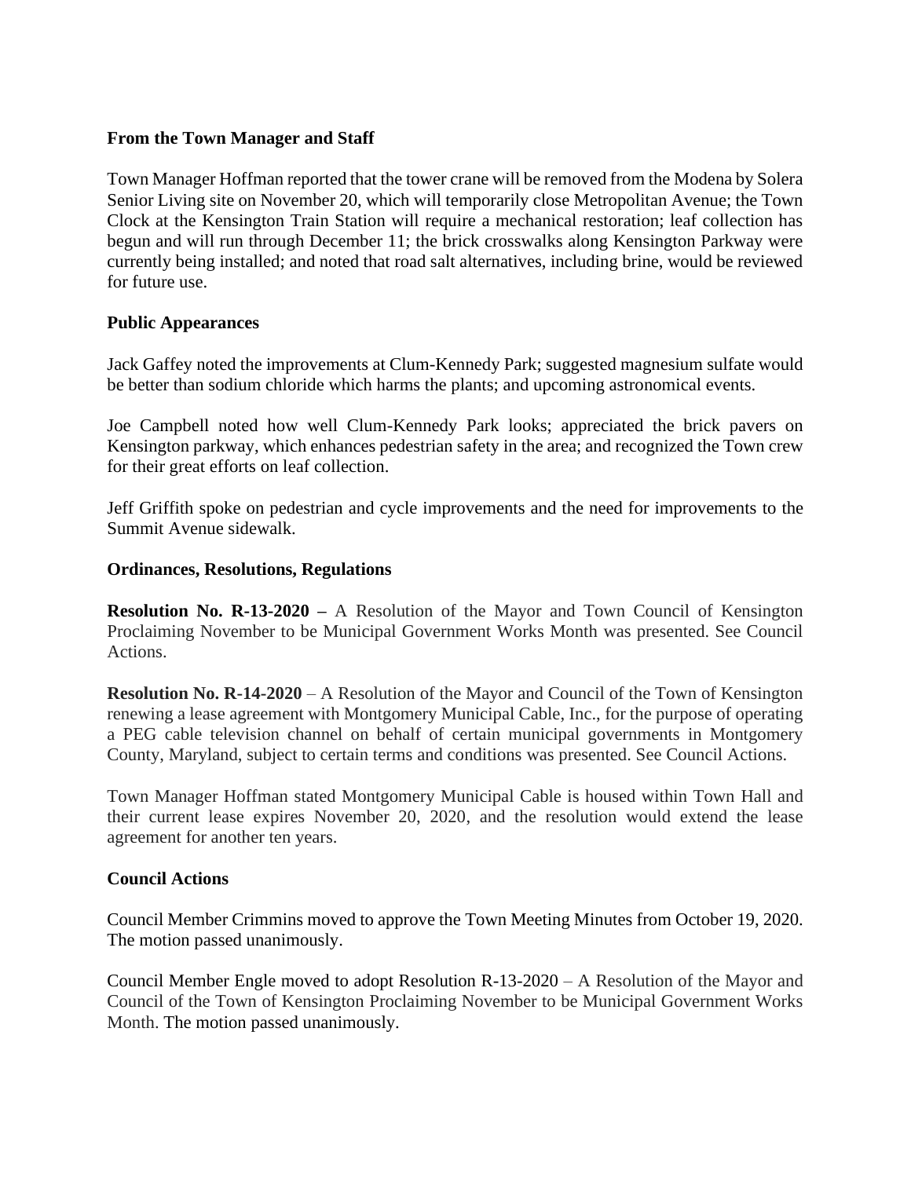**From the Town Manager and Staff**

Town Manager Hoffman reported that the tower crane will be removed from the Modena by Solera Senior Living site on November 20, which will temporarily close Metropolitan Avenue; the Town Clock at the Kensington Train Station will require a mechanical restoration; leaf collection has begun and will run through December 11; the brick crosswalks along Kensington Parkway were currently being installed; and noted that road salt alternatives, including brine, would be reviewed for future use.

**Public Appearances**

Jack Gaffey noted the improvements at Clum-Kennedy Park; suggested magnesium sulfate would be better than sodium chloride which harms the plants; and upcoming astronomical events.

Joe Campbell noted how well Clum-Kennedy Park looks; appreciated the brick pavers on Kensington parkway, which enhances pedestrian safety in the area; and recognized the Town crew for their great efforts on leaf collection.

Jeff Griffith spoke on pedestrian and cycle improvements and the need for improvements to the Summit Avenue sidewalk.

**Ordinances, Resolutions, Regulations**

**Resolution No. R-13-2020 –** A Resolution of the Mayor and Town Council of Kensington Proclaiming November to be Municipal Government Works Month was presented. See Council Actions.

**Resolution No. R-14-2020** – A Resolution of the Mayor and Council of the Town of Kensington renewing a lease agreement with Montgomery Municipal Cable, Inc., for the purpose of operating a PEG cable television channel on behalf of certain municipal governments in Montgomery County, Maryland, subject to certain terms and conditions was presented. See Council Actions.

Town Manager Hoffman stated Montgomery Municipal Cable is housed within Town Hall and their current lease expires November 20, 2020, and the resolution would extend the lease agreement for another ten years.

**Council Actions**

Council Member Crimmins moved to approve the Town Meeting Minutes from October 19, 2020. The motion passed unanimously.

Council Member Engle moved to adopt Resolution R-13-2020 – A Resolution of the Mayor and Council of the Town of Kensington Proclaiming November to be Municipal Government Works Month. The motion passed unanimously.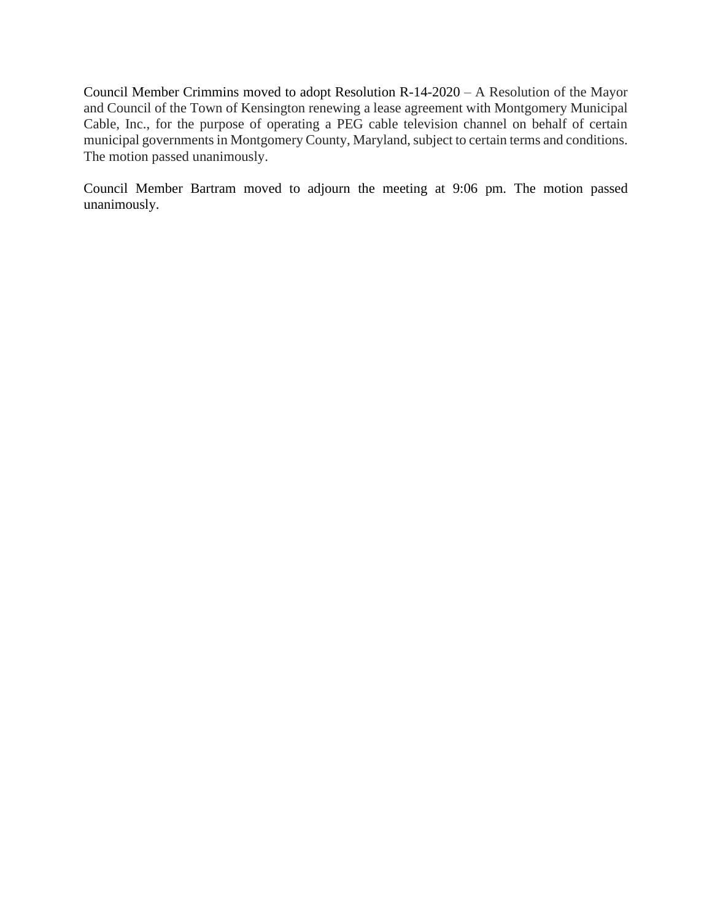Council Member Crimmins moved to adopt Resolution R-14-2020 – A Resolution of the Mayor and Council of the Town of Kensington renewing a lease agreement with Montgomery Municipal Cable, Inc., for the purpose of operating a PEG cable television channel on behalf of certain municipal governments in Montgomery County, Maryland, subject to certain terms and conditions. The motion passed unanimously.

Council Member Bartram moved to adjourn the meeting at 9:06 pm. The motion passed unanimously.